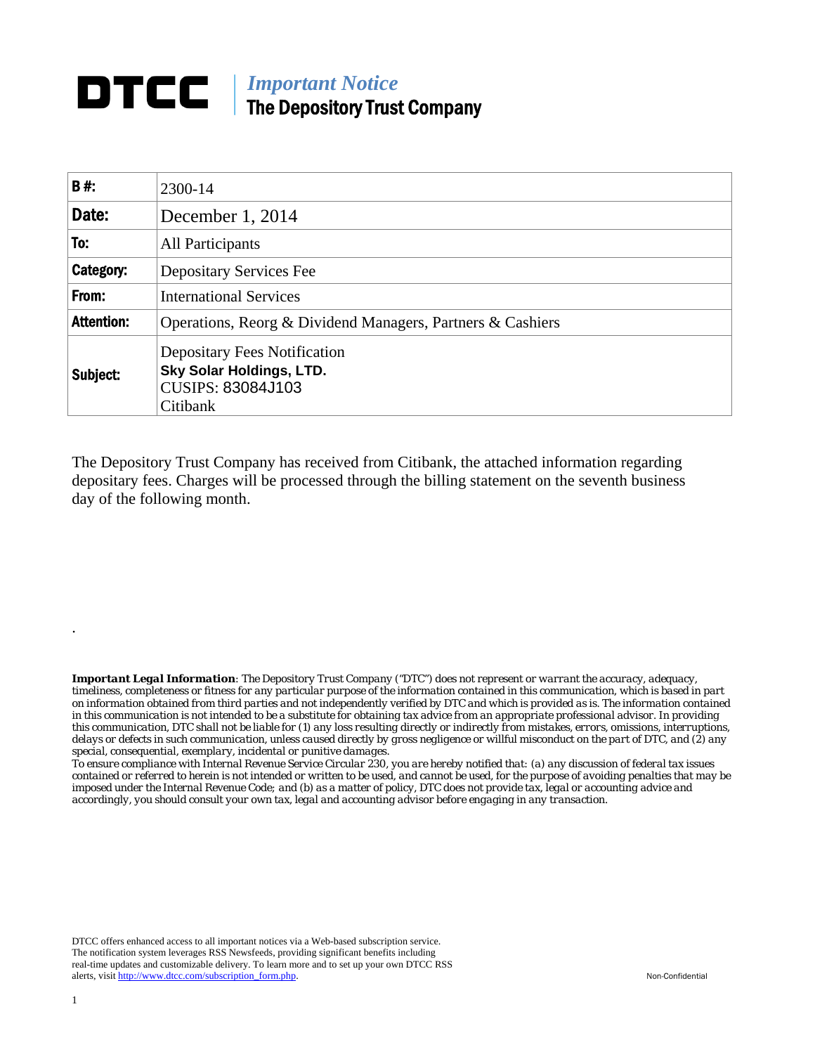# DTCC

*Important Notice*
**The Depository Trust Company**

| B #: | 2300-14 |
|---|---|
| Date: | December 1, 2014 |
| To: | All Participants |
| Category: | Depositary Services Fee |
| From: | International Services |
| Attention: | Operations, Reorg & Dividend Managers, Partners & Cashiers |
| Subject: | Depositary Fees Notification **Sky Solar Holdings, LTD.** CUSIPS: 83084J103 Citibank |

The Depository Trust Company has received from Citibank, the attached information regarding depositary fees. Charges will be processed through the billing statement on the seventh business day of the following month.

.

***Important Legal Information***: *The Depository Trust Company ("DTC") does not represent or warrant the accuracy, adequacy, timeliness, completeness or fitness for any particular purpose of the information contained in this communication, which is based in part on information obtained from third parties and not independently verified by DTC and which is provided as is. The information contained in this communication is not intended to be a substitute for obtaining tax advice from an appropriate professional advisor. In providing this communication, DTC shall not be liable for (1) any loss resulting directly or indirectly from mistakes, errors, omissions, interruptions, delays or defects in such communication, unless caused directly by gross negligence or willful misconduct on the part of DTC, and (2) any special, consequential, exemplary, incidental or punitive damages.*

*To ensure compliance with Internal Revenue Service Circular 230, you are hereby notified that: (a) any discussion of federal tax issues contained or referred to herein is not intended or written to be used, and cannot be used, for the purpose of avoiding penalties that may be imposed under the Internal Revenue Code; and (b) as a matter of policy, DTC does not provide tax, legal or accounting advice and accordingly, you should consult your own tax, legal and accounting advisor before engaging in any transaction.*

DTCC offers enhanced access to all important notices via a Web-based subscription service. The notification system leverages RSS Newsfeeds, providing significant benefits including real-time updates and customizable delivery. To learn more and to set up your own DTCC RSS alerts, visit http://www.dtcc.com/subscription_form.php.

Non-Confidential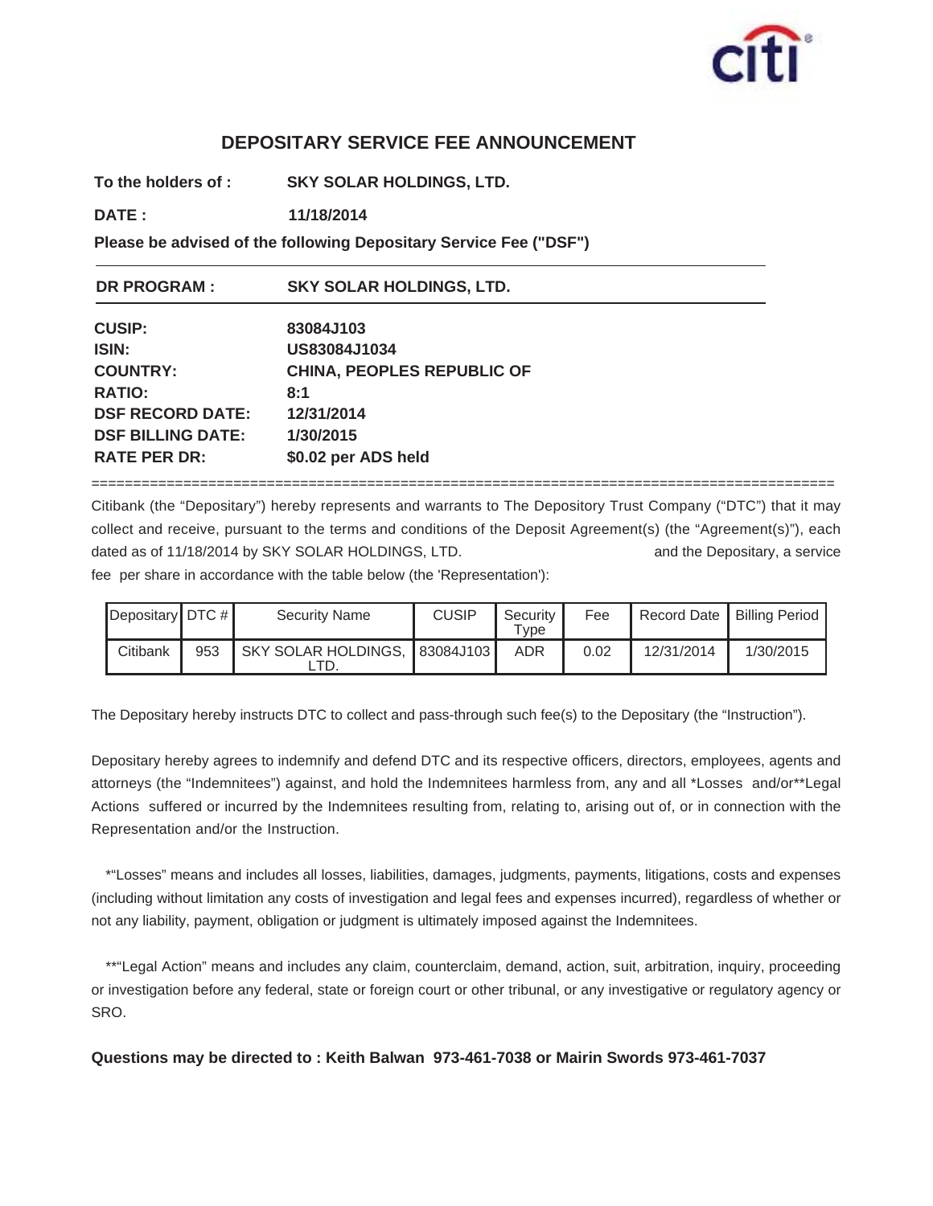citi

## DEPOSITARY SERVICE FEE ANNOUNCEMENT

**To the holders of :** **SKY SOLAR HOLDINGS, LTD.**

**DATE :** **11/18/2014**

**Please be advised of the following Depositary Service Fee ("DSF")**

| **DR PROGRAM :** | **SKY SOLAR HOLDINGS, LTD.** |
|---|---|
| **CUSIP:** | **83084J103** |
| **ISIN:** | **US83084J1034** |
| **COUNTRY:** | **CHINA, PEOPLES REPUBLIC OF** |
| **RATIO:** | **8:1** |
| **DSF RECORD DATE:** | **12/31/2014** |
| **DSF BILLING DATE:** | **1/30/2015** |
| **RATE PER DR:** | **$0.02 per ADS held** |

==========================================================================================

Citibank (the "Depositary") hereby represents and warrants to The Depository Trust Company ("DTC") that it may collect and receive, pursuant to the terms and conditions of the Deposit Agreement(s) (the "Agreement(s)"), each dated as of 11/18/2014 by SKY SOLAR HOLDINGS, LTD. and the Depositary, a service fee per share in accordance with the table below (the 'Representation'):

| Depositary | DTC # | Security Name | CUSIP | Security Type | Fee | Record Date | Billing Period |
|---|---|---|---|---|---|---|---|
| Citibank | 953 | SKY SOLAR HOLDINGS, LTD. | 83084J103 | ADR | 0.02 | 12/31/2014 | 1/30/2015 |

The Depositary hereby instructs DTC to collect and pass-through such fee(s) to the Depositary (the "Instruction").

Depositary hereby agrees to indemnify and defend DTC and its respective officers, directors, employees, agents and attorneys (the "Indemnitees") against, and hold the Indemnitees harmless from, any and all *Losses and/or**Legal Actions suffered or incurred by the Indemnitees resulting from, relating to, arising out of, or in connection with the Representation and/or the Instruction.

*"Losses" means and includes all losses, liabilities, damages, judgments, payments, litigations, costs and expenses (including without limitation any costs of investigation and legal fees and expenses incurred), regardless of whether or not any liability, payment, obligation or judgment is ultimately imposed against the Indemnitees.

**"Legal Action" means and includes any claim, counterclaim, demand, action, suit, arbitration, inquiry, proceeding or investigation before any federal, state or foreign court or other tribunal, or any investigative or regulatory agency or SRO.

**Questions may be directed to : Keith Balwan 973-461-7038 or Mairin Swords 973-461-7037**